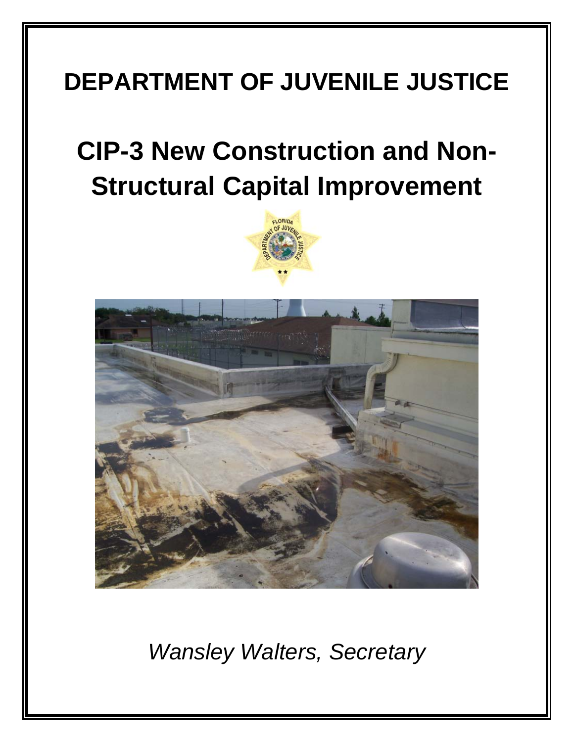# DEPARTMENT OF JUVENILE JUSTICE

# CIP-3 New Construction and Non-Structural Capital Improvement

*Wansley Walters, Secretary*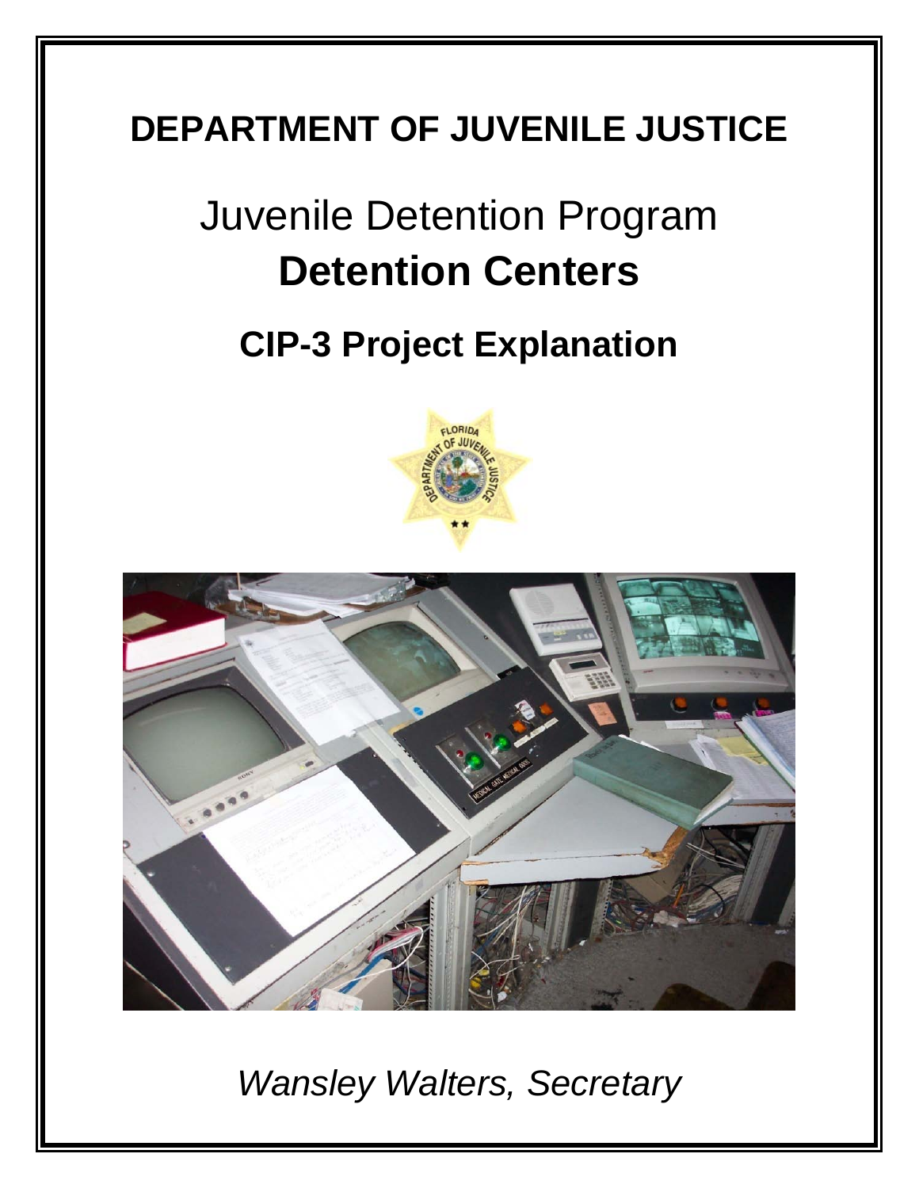# DEPARTMENT OF JUVENILE JUSTICE

## Juvenile Detention Program
## **Detention Centers**

## CIP-3 Project Explanation

*Wansley Walters, Secretary*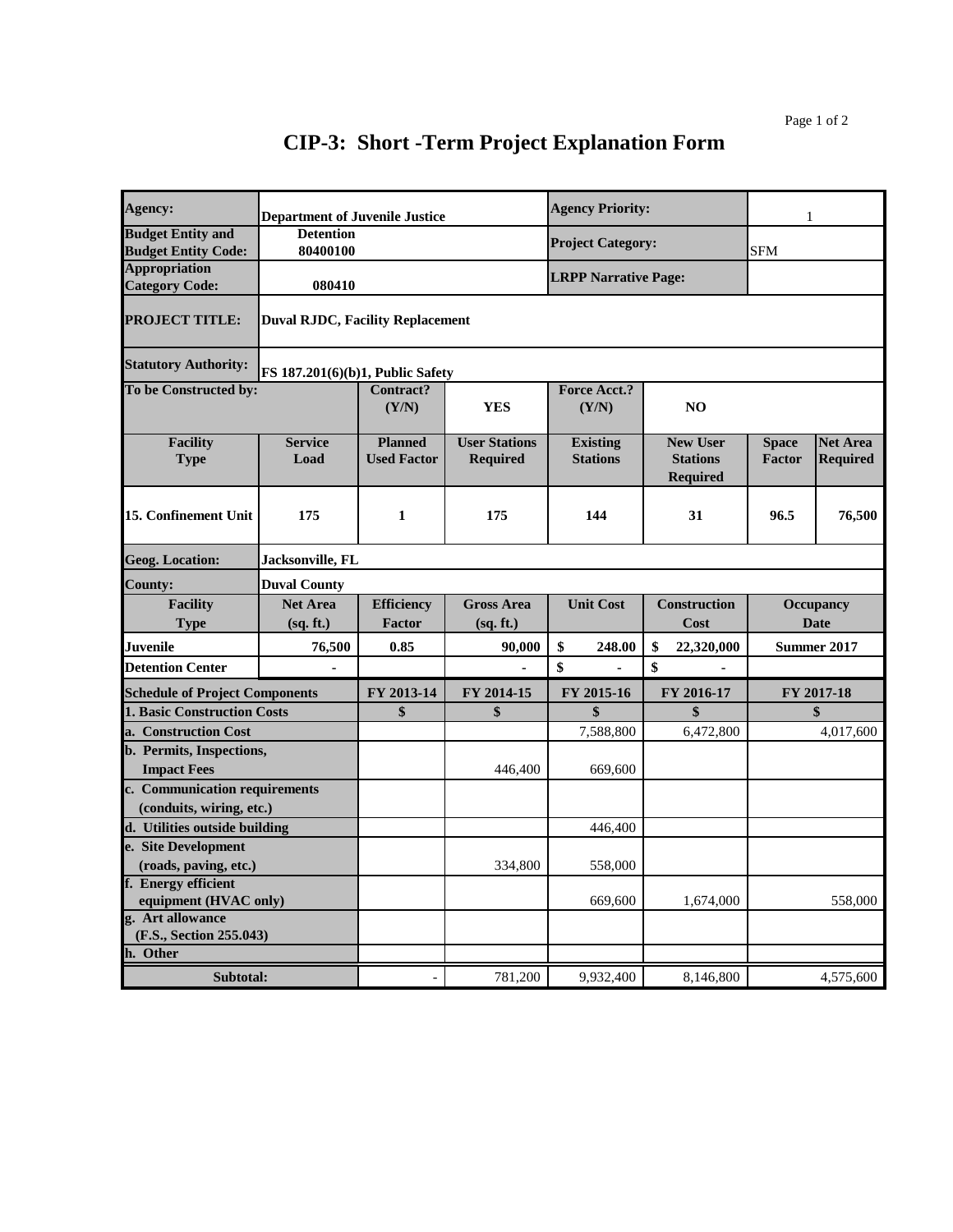# CIP-3: Short -Term Project Explanation Form

| | | | | | | | |
|---|---|---|---|---|---|---|---|
| **Agency:** | **Department of Juvenile Justice** | | | **Agency Priority:** | | 1 | |
| **Budget Entity and Budget Entity Code:** | **Detention 80400100** | | | **Project Category:** | | SFM | |
| **Appropriation Category Code:** | **080410** | | | **LRPP Narrative Page:** | | | |
| **PROJECT TITLE:** | **Duval RJDC, Facility Replacement** | | | | | | |
| **Statutory Authority:** | **FS 187.201(6)(b)1, Public Safety** | | | | | | |
| **To be Constructed by:** | | **Contract? (Y/N)** | **YES** | **Force Acct.? (Y/N)** | **NO** | | |
| **Facility Type** | **Service Load** | **Planned Used Factor** | **User Stations Required** | **Existing Stations** | **New User Stations Required** | **Space Factor** | **Net Area Required** |
| **15. Confinement Unit** | **175** | **1** | **175** | **144** | **31** | **96.5** | **76,500** |
| **Geog. Location:** | **Jacksonville, FL** | | | | | | |
| **County:** | **Duval County** | | | | | | |
| **Facility Type** | **Net Area (sq. ft.)** | **Efficiency Factor** | **Gross Area (sq. ft.)** | **Unit Cost** | **Construction Cost** | **Occupancy Date** | |
| **Juvenile** | **76,500** | **0.85** | **90,000** | **$ 248.00** | **$ 22,320,000** | **Summer 2017** | |
| **Detention Center** | **-** | | **-** | **$ -** | **$ -** | | |

| **Schedule of Project Components** | **FY 2013-14** | **FY 2014-15** | **FY 2015-16** | **FY 2016-17** | **FY 2017-18** |
|---|---|---|---|---|---|
| **1. Basic Construction Costs** | **$** | **$** | **$** | **$** | **$** |
| **a. Construction Cost** | | | 7,588,800 | 6,472,800 | 4,017,600 |
| **b. Permits, Inspections, Impact Fees** | | 446,400 | 669,600 | | |
| **c. Communication requirements (conduits, wiring, etc.)** | | | | | |
| **d. Utilities outside building** | | | 446,400 | | |
| **e. Site Development (roads, paving, etc.)** | | 334,800 | 558,000 | | |
| **f. Energy efficient equipment (HVAC only)** | | | 669,600 | 1,674,000 | 558,000 |
| **g. Art allowance (F.S., Section 255.043)** | | | | | |
| **h. Other** | | | | | |
| **Subtotal:** | - | 781,200 | 9,932,400 | 8,146,800 | 4,575,600 |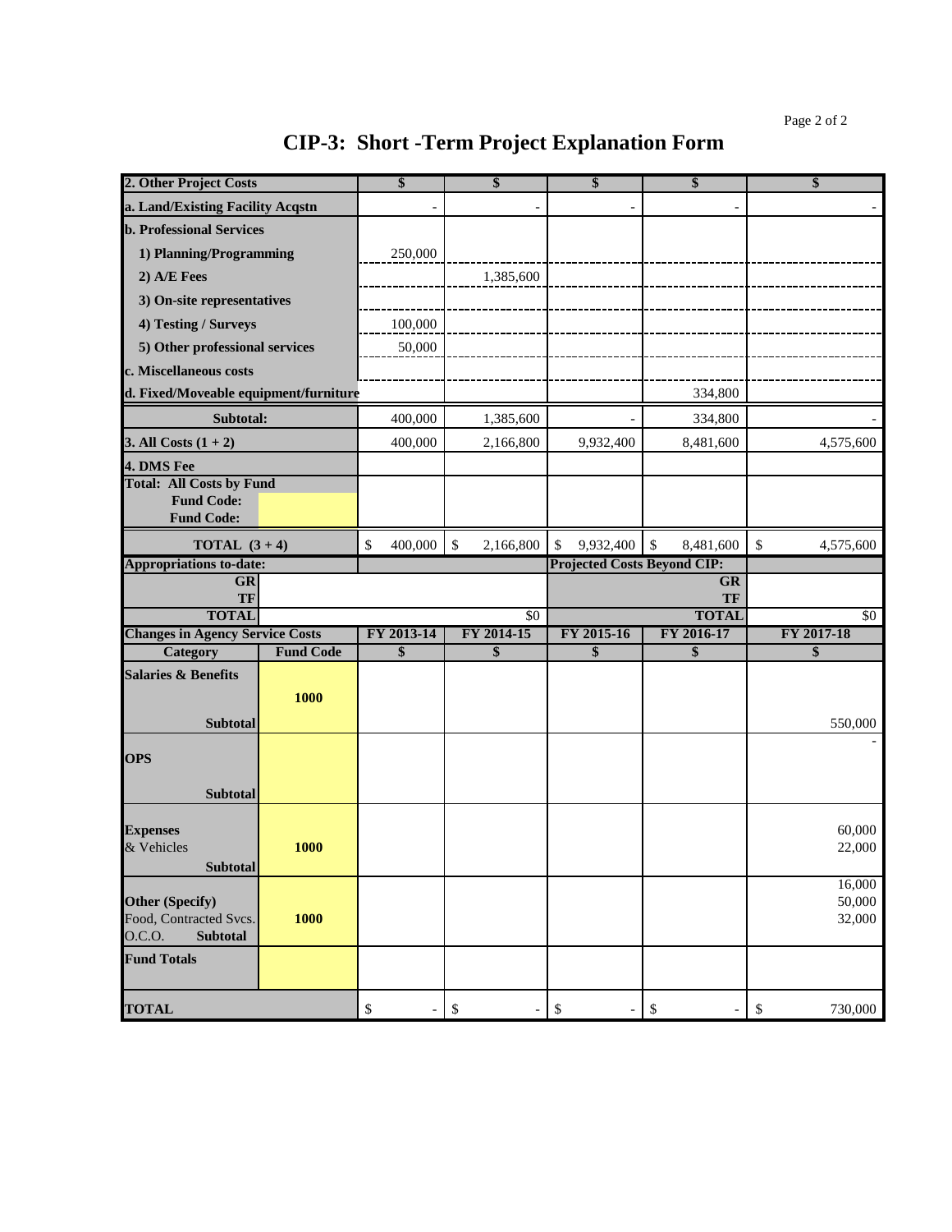# CIP-3: Short -Term Project Explanation Form

| 2. Other Project Costs | | $ | $ | $ | $ | $ |
|---|---|---|---|---|---|---|
| a. Land/Existing Facility Acqstn | | - | - | - | - | - |
| b. Professional Services | | | | | | |
| 1) Planning/Programming | | 250,000 | | | | |
| 2) A/E Fees | | | 1,385,600 | | | |
| 3) On-site representatives | | | | | | |
| 4) Testing / Surveys | | 100,000 | | | | |
| 5) Other professional services | | 50,000 | | | | |
| c. Miscellaneous costs | | | | | | |
| d. Fixed/Moveable equipment/furniture | | | | | 334,800 | |
| Subtotal: | | 400,000 | 1,385,600 | - | 334,800 | - |
| 3. All Costs (1 + 2) | | 400,000 | 2,166,800 | 9,932,400 | 8,481,600 | 4,575,600 |
| 4. DMS Fee | | | | | | |
| Total: All Costs by Fund | | | | | | |
| Fund Code: | | | | | | |
| Fund Code: | | | | | | |
| TOTAL (3 + 4) | | $ 400,000 | $ 2,166,800 | $ 9,932,400 | $ 8,481,600 | $ 4,575,600 |
| Appropriations to-date: | | | | Projected Costs Beyond CIP: | | |
| GR | | | | | GR | |
| TF | | | | | TF | |
| TOTAL | | | $0 | | TOTAL | $0 |
| Changes in Agency Service Costs | | FY 2013-14 | FY 2014-15 | FY 2015-16 | FY 2016-17 | FY 2017-18 |
| Category | Fund Code | $ | $ | $ | $ | $ |
| Salaries & Benefits | 1000 | | | | | |
| Subtotal | | | | | | 550,000 |
| OPS | | | | | | - |
| Subtotal | | | | | | |
| Expenses | | | | | | 60,000 |
| & Vehicles | 1000 | | | | | 22,000 |
| Subtotal | | | | | | |
| Other (Specify) | | | | | | 16,000 |
| Food, Contracted Svcs. | 1000 | | | | | 50,000 |
| O.C.O. Subtotal | | | | | | 32,000 |
| Fund Totals | | | | | | |
| TOTAL | | $ - | $ - | $ - | $ - | $ 730,000 |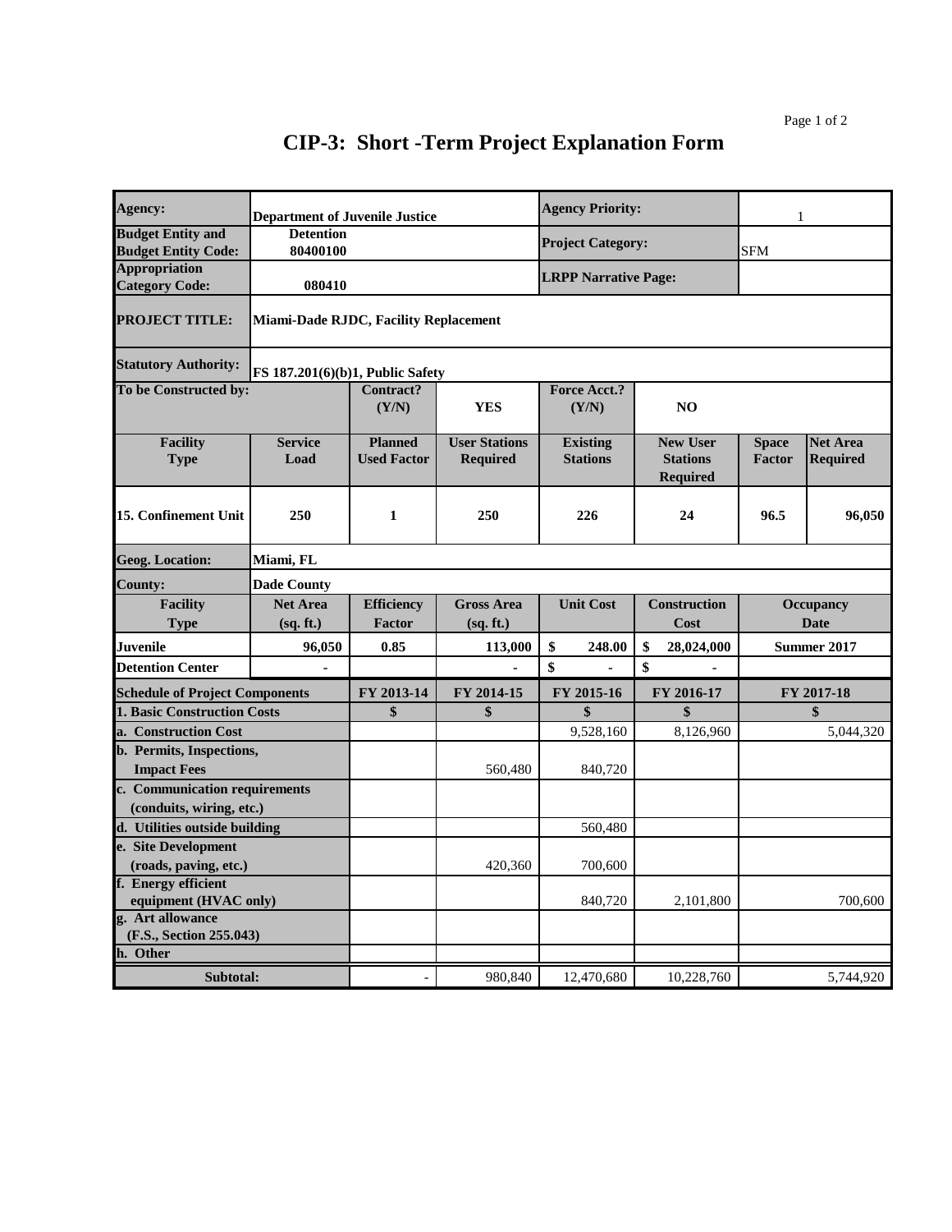# CIP-3: Short -Term Project Explanation Form

| Agency: | Department of Juvenile Justice | | | Agency Priority: | | 1 | |
|---|---|---|---|---|---|---|---|
| Budget Entity and Budget Entity Code: | Detention 80400100 | | | Project Category: | | SFM | |
| Appropriation Category Code: | 080410 | | | LRPP Narrative Page: | | | |
| PROJECT TITLE: | Miami-Dade RJDC, Facility Replacement | | | | | | |
| Statutory Authority: | FS 187.201(6)(b)1, Public Safety | | | | | | |
| To be Constructed by: | | Contract? (Y/N) | YES | Force Acct.? (Y/N) | NO | | |
| Facility Type | Service Load | Planned Used Factor | User Stations Required | Existing Stations | New User Stations Required | Space Factor | Net Area Required |
| 15. Confinement Unit | 250 | 1 | 250 | 226 | 24 | 96.5 | 96,050 |
| Geog. Location: | Miami, FL | | | | | | |
| County: | Dade County | | | | | | |
| Facility Type | Net Area (sq. ft.) | Efficiency Factor | Gross Area (sq. ft.) | Unit Cost | Construction Cost | Occupancy Date | |
| Juvenile | 96,050 | 0.85 | 113,000 | $ 248.00 | $ 28,024,000 | Summer 2017 | |
| Detention Center | - | | - | $ - | $ - | | |

| Schedule of Project Components | FY 2013-14 | FY 2014-15 | FY 2015-16 | FY 2016-17 | FY 2017-18 |
|---|---|---|---|---|---|
| 1. Basic Construction Costs | $ | $ | $ | $ | $ |
| a. Construction Cost | | | 9,528,160 | 8,126,960 | 5,044,320 |
| b. Permits, Inspections, Impact Fees | | 560,480 | 840,720 | | |
| c. Communication requirements (conduits, wiring, etc.) | | | | | |
| d. Utilities outside building | | | 560,480 | | |
| e. Site Development (roads, paving, etc.) | | 420,360 | 700,600 | | |
| f. Energy efficient equipment (HVAC only) | | | 840,720 | 2,101,800 | 700,600 |
| g. Art allowance (F.S., Section 255.043) | | | | | |
| h. Other | | | | | |
| Subtotal: | - | 980,840 | 12,470,680 | 10,228,760 | 5,744,920 |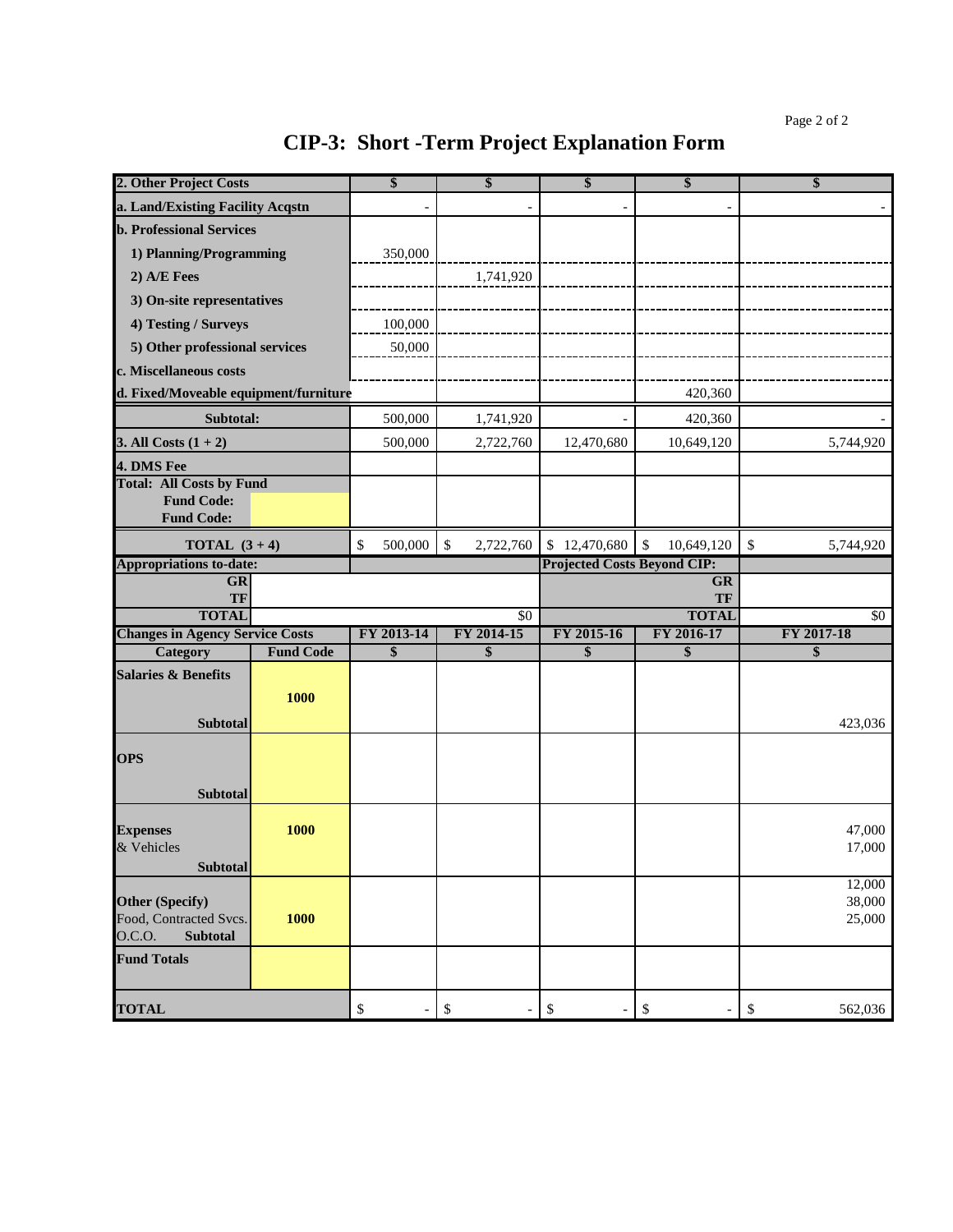# CIP-3: Short -Term Project Explanation Form

| 2. Other Project Costs | | $ | $ | $ | $ | $ |
|---|---|---|---|---|---|---|
| a. Land/Existing Facility Acqstn | | - | - | - | - | - |
| b. Professional Services | | | | | | |
| 1) Planning/Programming | | 350,000 | | | | |
| 2) A/E Fees | | | 1,741,920 | | | |
| 3) On-site representatives | | | | | | |
| 4) Testing / Surveys | | 100,000 | | | | |
| 5) Other professional services | | 50,000 | | | | |
| c. Miscellaneous costs | | | | | | |
| d. Fixed/Moveable equipment/furniture | | | | | 420,360 | |
| Subtotal: | | 500,000 | 1,741,920 | - | 420,360 | - |
| 3. All Costs (1 + 2) | | 500,000 | 2,722,760 | 12,470,680 | 10,649,120 | 5,744,920 |
| 4. DMS Fee | | | | | | |
| Total: All Costs by Fund | | | | | | |
| Fund Code: | | | | | | |
| Fund Code: | | | | | | |
| TOTAL (3 + 4) | | $ 500,000 | $ 2,722,760 | $ 12,470,680 | $ 10,649,120 | $ 5,744,920 |
| Appropriations to-date: | | | | Projected Costs Beyond CIP: | | |
| GR | | | | | GR | |
| TF | | | | | TF | |
| TOTAL | | | $0 | | TOTAL | $0 |
| Changes in Agency Service Costs | | FY 2013-14 | FY 2014-15 | FY 2015-16 | FY 2016-17 | FY 2017-18 |
| Category | Fund Code | $ | $ | $ | $ | $ |
| Salaries & Benefits | 1000 | | | | | |
| Subtotal | | | | | | 423,036 |
| OPS | | | | | | |
| Subtotal | | | | | | |
| Expenses | 1000 | | | | | 47,000 |
| & Vehicles | | | | | | 17,000 |
| Subtotal | | | | | | |
| Other (Specify) | | | | | | 12,000 |
| Food, Contracted Svcs. | 1000 | | | | | 38,000 |
| O.C.O. Subtotal | | | | | | 25,000 |
| Fund Totals | | | | | | |
| TOTAL | | $ - | $ - | $ - | $ - | $ 562,036 |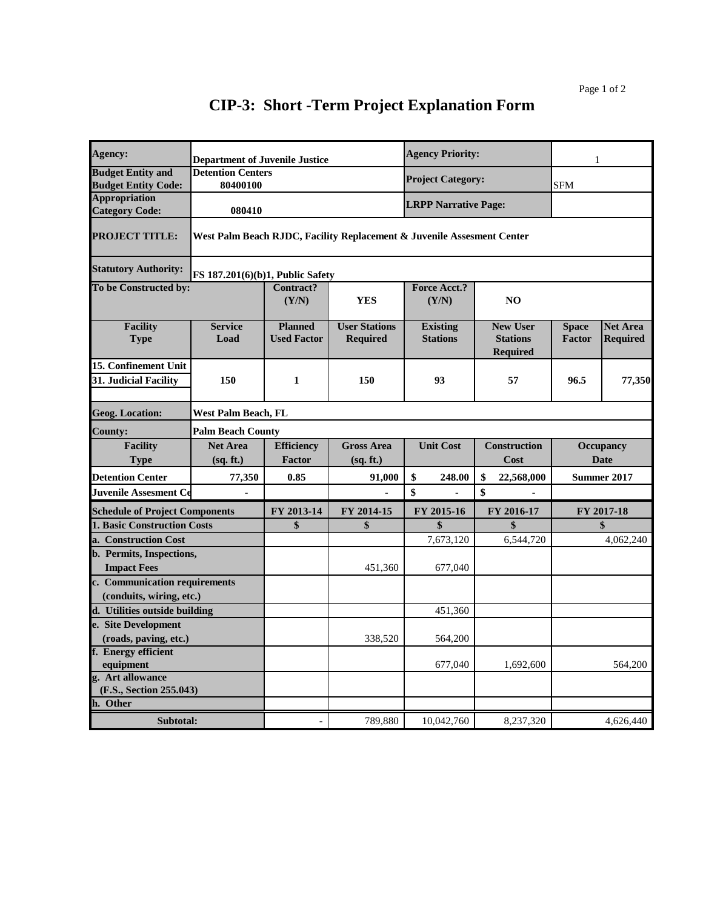# CIP-3: Short -Term Project Explanation Form

| Agency: | Department of Juvenile Justice | | | Agency Priority: | | 1 | |
|---|---|---|---|---|---|---|---|
| Budget Entity and Budget Entity Code: | Detention Centers 80400100 | | | Project Category: | | SFM | |
| Appropriation Category Code: | 080410 | | | LRPP Narrative Page: | | | |
| PROJECT TITLE: | West Palm Beach RJDC, Facility Replacement & Juvenile Assesment Center | | | | | | |
| Statutory Authority: | FS 187.201(6)(b)1, Public Safety | | | | | | |
| To be Constructed by: | | Contract? (Y/N) | YES | Force Acct.? (Y/N) | NO | | |
| Facility Type | Service Load | Planned Used Factor | User Stations Required | Existing Stations | New User Stations Required | Space Factor | Net Area Required |
| 15. Confinement Unit | | | | | | | |
| 31. Judicial Facility | 150 | 1 | 150 | 93 | 57 | 96.5 | 77,350 |
| Geog. Location: | West Palm Beach, FL | | | | | | |
| County: | Palm Beach County | | | | | | |
| Facility Type | Net Area (sq. ft.) | Efficiency Factor | Gross Area (sq. ft.) | Unit Cost | Construction Cost | Occupancy Date | |
| Detention Center | 77,350 | 0.85 | 91,000 | $ 248.00 | $ 22,568,000 | Summer 2017 | |
| Juvenile Assesment Ce | - | | - | $ - | $ - | | |

| Schedule of Project Components | FY 2013-14 | FY 2014-15 | FY 2015-16 | FY 2016-17 | FY 2017-18 |
|---|---|---|---|---|---|
| 1. Basic Construction Costs | $ | $ | $ | $ | $ |
| a. Construction Cost | | | 7,673,120 | 6,544,720 | 4,062,240 |
| b. Permits, Inspections, Impact Fees | | 451,360 | 677,040 | | |
| c. Communication requirements (conduits, wiring, etc.) | | | | | |
| d. Utilities outside building | | | 451,360 | | |
| e. Site Development (roads, paving, etc.) | | 338,520 | 564,200 | | |
| f. Energy efficient equipment | | | 677,040 | 1,692,600 | 564,200 |
| g. Art allowance (F.S., Section 255.043) | | | | | |
| h. Other | | | | | |
| Subtotal: | - | 789,880 | 10,042,760 | 8,237,320 | 4,626,440 |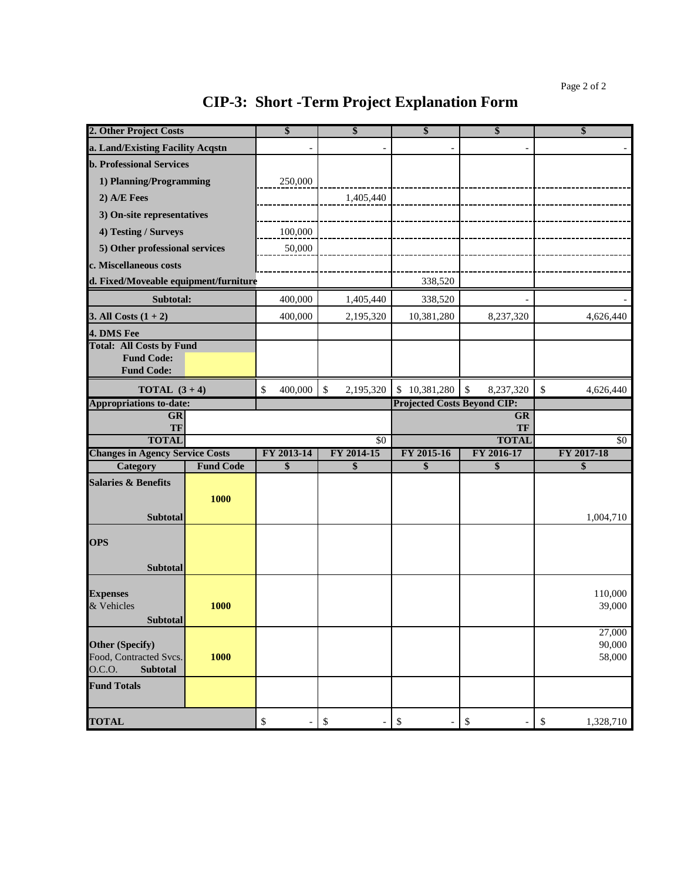# CIP-3: Short -Term Project Explanation Form

| 2. Other Project Costs | | $ | $ | $ | $ | $ |
|---|---|---|---|---|---|---|
| a. Land/Existing Facility Acqstn | | - | - | - | - | - |
| b. Professional Services | | | | | | |
| 1) Planning/Programming | | 250,000 | | | | |
| 2) A/E Fees | | | 1,405,440 | | | |
| 3) On-site representatives | | | | | | |
| 4) Testing / Surveys | | 100,000 | | | | |
| 5) Other professional services | | 50,000 | | | | |
| c. Miscellaneous costs | | | | | | |
| d. Fixed/Moveable equipment/furniture | | | | 338,520 | | |
| Subtotal: | | 400,000 | 1,405,440 | 338,520 | - | - |
| 3. All Costs (1 + 2) | | 400,000 | 2,195,320 | 10,381,280 | 8,237,320 | 4,626,440 |
| 4. DMS Fee | | | | | | |
| Total: All Costs by Fund | | | | | | |
| Fund Code: | | | | | | |
| Fund Code: | | | | | | |
| TOTAL (3 + 4) | | $ 400,000 | $ 2,195,320 | $ 10,381,280 | $ 8,237,320 | $ 4,626,440 |
| Appropriations to-date: | | | | Projected Costs Beyond CIP: | | |
| GR | | | | | GR | |
| TF | | | | | TF | |
| TOTAL | | | $0 | | TOTAL | $0 |
| Changes in Agency Service Costs | | FY 2013-14 | FY 2014-15 | FY 2015-16 | FY 2016-17 | FY 2017-18 |
| Category | Fund Code | $ | $ | $ | $ | $ |
| Salaries & Benefits Subtotal | 1000 | | | | | 1,004,710 |
| OPS Subtotal | | | | | | |
| Expenses & Vehicles Subtotal | 1000 | | | | | 110,000<br>39,000 |
| Other (Specify) Food, Contracted Svcs. O.C.O. Subtotal | 1000 | | | | | 27,000<br>90,000<br>58,000 |
| Fund Totals | | | | | | |
| TOTAL | | $ - | $ - | $ - | $ - | $ 1,328,710 |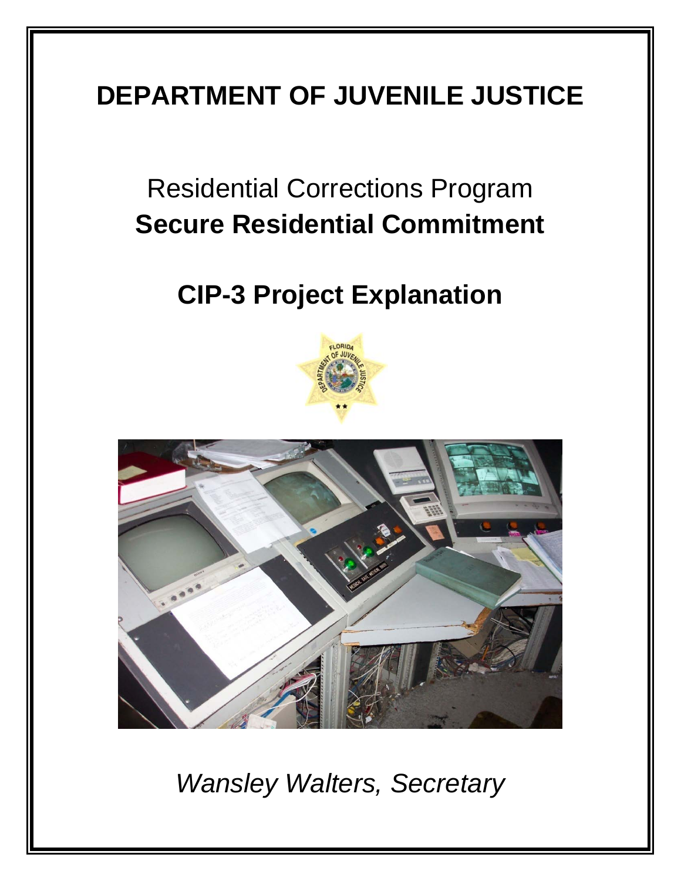# DEPARTMENT OF JUVENILE JUSTICE

## Residential Corrections Program
## **Secure Residential Commitment**

## **CIP-3 Project Explanation**

*Wansley Walters, Secretary*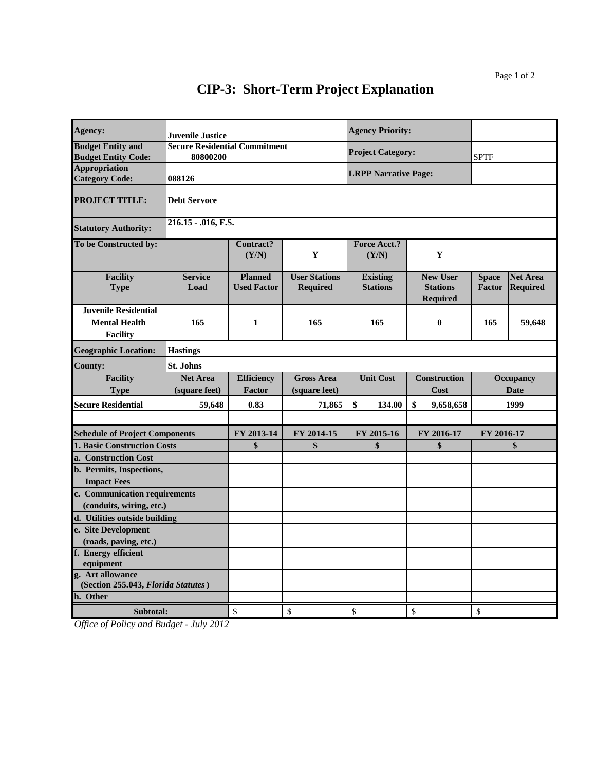# CIP-3: Short-Term Project Explanation

| | | | | | | | |
|---|---|---|---|---|---|---|---|
| **Agency:** | **Juvenile Justice** | | | **Agency Priority:** | | | |
| **Budget Entity and Budget Entity Code:** | **Secure Residential Commitment 80800200** | | | **Project Category:** | | SPTF | |
| **Appropriation Category Code:** | **088126** | | | **LRPP Narrative Page:** | | | |
| **PROJECT TITLE:** | **Debt Servoce** | | | | | | |
| **Statutory Authority:** | **216.15 - .016, F.S.** | | | | | | |
| **To be Constructed by:** | | **Contract? (Y/N)** | **Y** | **Force Acct.? (Y/N)** | **Y** | | |
| **Facility Type** | **Service Load** | **Planned Used Factor** | **User Stations Required** | **Existing Stations** | **New User Stations Required** | **Space Factor** | **Net Area Required** |
| **Juvenile Residential Mental Health Facility** | **165** | **1** | **165** | **165** | **0** | **165** | **59,648** |
| **Geographic Location:** | **Hastings** | | | | | | |
| **County:** | **St. Johns** | | | | | | |
| **Facility Type** | **Net Area (square feet)** | **Efficiency Factor** | **Gross Area (square feet)** | **Unit Cost** | **Construction Cost** | **Occupancy Date** | |
| **Secure Residential** | **59,648** | **0.83** | **71,865** | **$ 134.00** | **$ 9,658,658** | **1999** | |

| Schedule of Project Components | FY 2013-14 | FY 2014-15 | FY 2015-16 | FY 2016-17 | FY 2016-17 |
|---|---|---|---|---|---|
| **1. Basic Construction Costs** | **$** | **$** | **$** | **$** | **$** |
| **a. Construction Cost** | | | | | |
| **b. Permits, Inspections, Impact Fees** | | | | | |
| **c. Communication requirements (conduits, wiring, etc.)** | | | | | |
| **d. Utilities outside building** | | | | | |
| **e. Site Development (roads, paving, etc.)** | | | | | |
| **f. Energy efficient equipment** | | | | | |
| **g. Art allowance (Section 255.043, *Florida Statutes*)** | | | | | |
| **h. Other** | | | | | |
| **Subtotal:** | $ | $ | $ | $ | $ |

*Office of Policy and Budget - July 2012*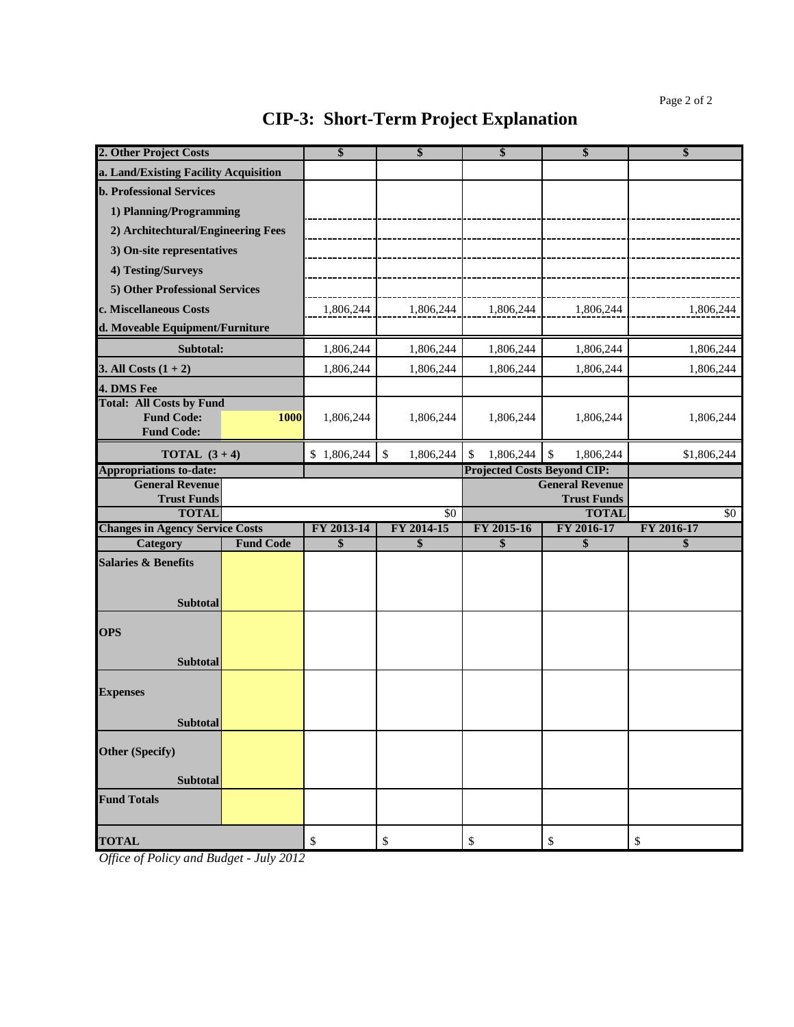# CIP-3: Short-Term Project Explanation

| 2. Other Project Costs | | $ | $ | $ | $ | $ |
|---|---|---|---|---|---|---|
| a. Land/Existing Facility Acquisition | | | | | | |
| b. Professional Services | | | | | | |
| 1) Planning/Programming | | | | | | |
| 2) Architechtural/Engineering Fees | | | | | | |
| 3) On-site representatives | | | | | | |
| 4) Testing/Surveys | | | | | | |
| 5) Other Professional Services | | | | | | |
| c. Miscellaneous Costs | | 1,806,244 | 1,806,244 | 1,806,244 | 1,806,244 | 1,806,244 |
| d. Moveable Equipment/Furniture | | | | | | |
| Subtotal: | | 1,806,244 | 1,806,244 | 1,806,244 | 1,806,244 | 1,806,244 |
| 3. All Costs (1 + 2) | | 1,806,244 | 1,806,244 | 1,806,244 | 1,806,244 | 1,806,244 |
| 4. DMS Fee | | | | | | |
| Total: All Costs by Fund<br>Fund Code:<br>Fund Code: | 1000 | 1,806,244 | 1,806,244 | 1,806,244 | 1,806,244 | 1,806,244 |
| TOTAL (3 + 4) | | $ 1,806,244 | $ 1,806,244 | $ 1,806,244 | $ 1,806,244 | $1,806,244 |

| Appropriations to-date: | | Projected Costs Beyond CIP: | |
|---|---|---|---|
| General Revenue | | General Revenue | |
| Trust Funds | | Trust Funds | |
| TOTAL | $0 | TOTAL | $0 |

| Changes in Agency Service Costs | | FY 2013-14 | FY 2014-15 | FY 2015-16 | FY 2016-17 | FY 2016-17 |
|---|---|---|---|---|---|---|
| Category | Fund Code | $ | $ | $ | $ | $ |
| Salaries & Benefits<br>Subtotal | | | | | | |
| OPS<br>Subtotal | | | | | | |
| Expenses<br>Subtotal | | | | | | |
| Other (Specify)<br>Subtotal | | | | | | |
| Fund Totals | | | | | | |
| TOTAL | | $ | $ | $ | $ | $ |

*Office of Policy and Budget - July 2012*